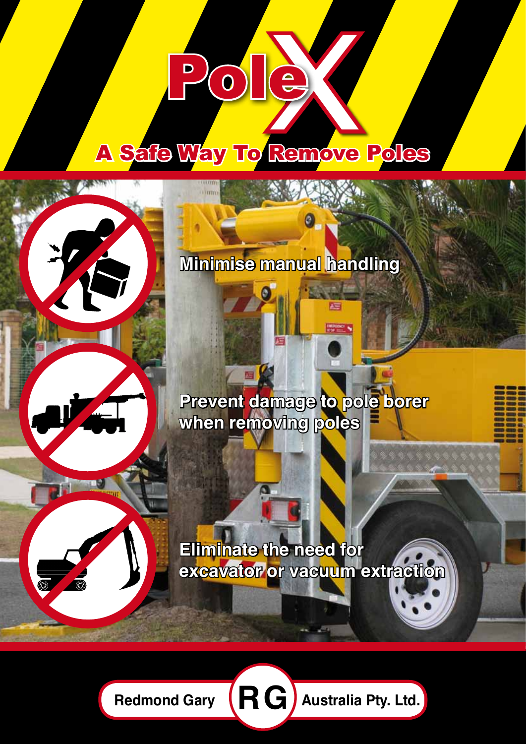# PoleX

## A Safe Way To Remove Poles

**Minimise manual handling**

**Prevent damage to pole borer when removing poles**

**Eliminate the need for excavator or vacuum extraction**

Redmond Gary RG Australia Pty. Ltd.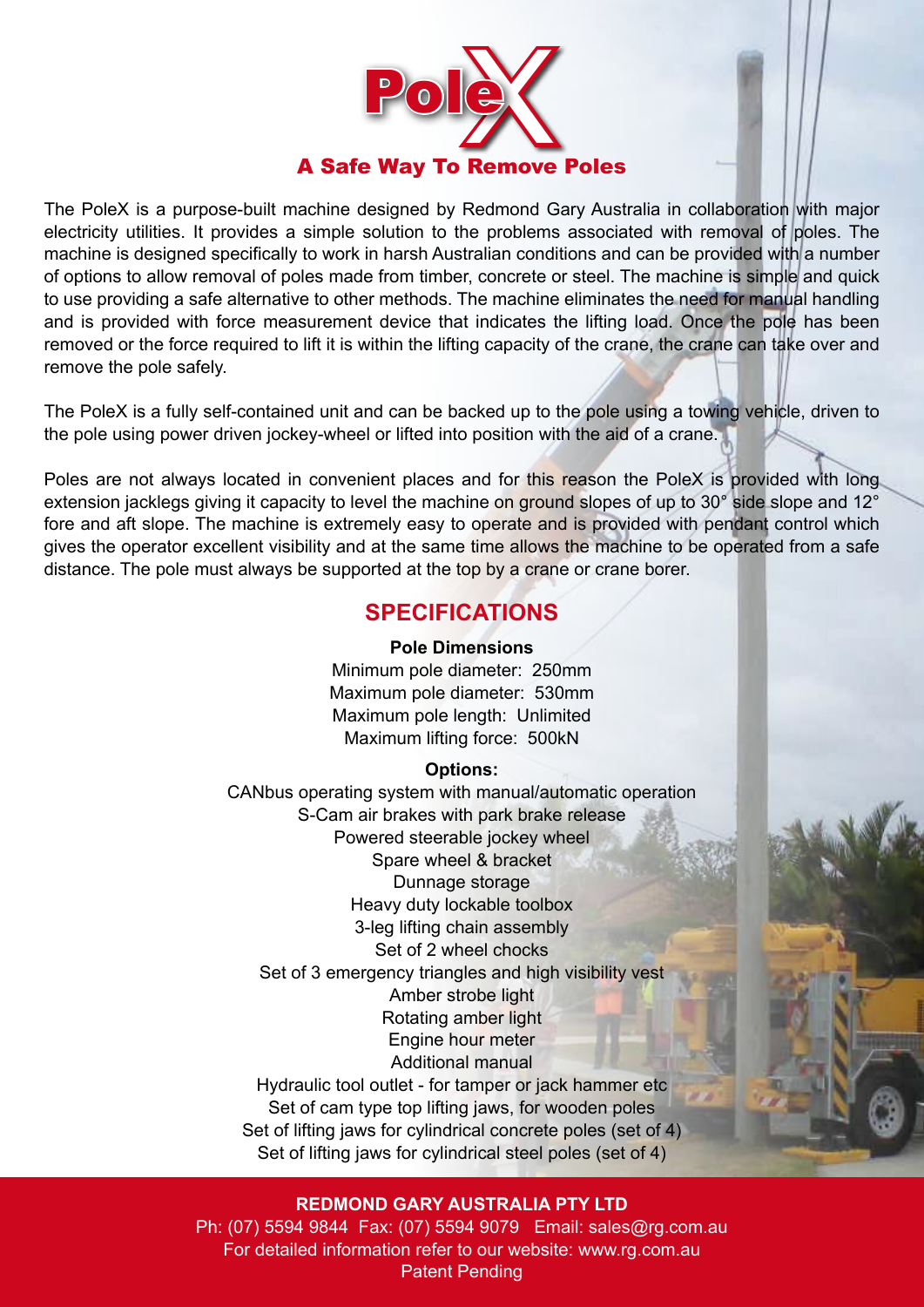# PoleX

## A Safe Way To Remove Poles

The PoleX is a purpose-built machine designed by Redmond Gary Australia in collaboration with major electricity utilities. It provides a simple solution to the problems associated with removal of poles. The machine is designed specifically to work in harsh Australian conditions and can be provided with a number of options to allow removal of poles made from timber, concrete or steel. The machine is simple and quick to use providing a safe alternative to other methods. The machine eliminates the need for manual handling and is provided with force measurement device that indicates the lifting load. Once the pole has been removed or the force required to lift it is within the lifting capacity of the crane, the crane can take over and remove the pole safely.

The PoleX is a fully self-contained unit and can be backed up to the pole using a towing vehicle, driven to the pole using power driven jockey-wheel or lifted into position with the aid of a crane.

Poles are not always located in convenient places and for this reason the PoleX is provided with long extension jacklegs giving it capacity to level the machine on ground slopes of up to 30° side slope and 12° fore and aft slope. The machine is extremely easy to operate and is provided with pendant control which gives the operator excellent visibility and at the same time allows the machine to be operated from a safe distance. The pole must always be supported at the top by a crane or crane borer.

## SPECIFICATIONS

**Pole Dimensions**

Minimum pole diameter: 250mm
Maximum pole diameter: 530mm
Maximum pole length: Unlimited
Maximum lifting force: 500kN

**Options:**

CANbus operating system with manual/automatic operation
S-Cam air brakes with park brake release
Powered steerable jockey wheel
Spare wheel & bracket
Dunnage storage
Heavy duty lockable toolbox
3-leg lifting chain assembly
Set of 2 wheel chocks
Set of 3 emergency triangles and high visibility vest
Amber strobe light
Rotating amber light
Engine hour meter
Additional manual
Hydraulic tool outlet - for tamper or jack hammer etc
Set of cam type top lifting jaws, for wooden poles
Set of lifting jaws for cylindrical concrete poles (set of 4)
Set of lifting jaws for cylindrical steel poles (set of 4)

**REDMOND GARY AUSTRALIA PTY LTD**

Ph: (07) 5594 9844 Fax: (07) 5594 9079 Email: sales@rg.com.au
For detailed information refer to our website: www.rg.com.au
Patent Pending